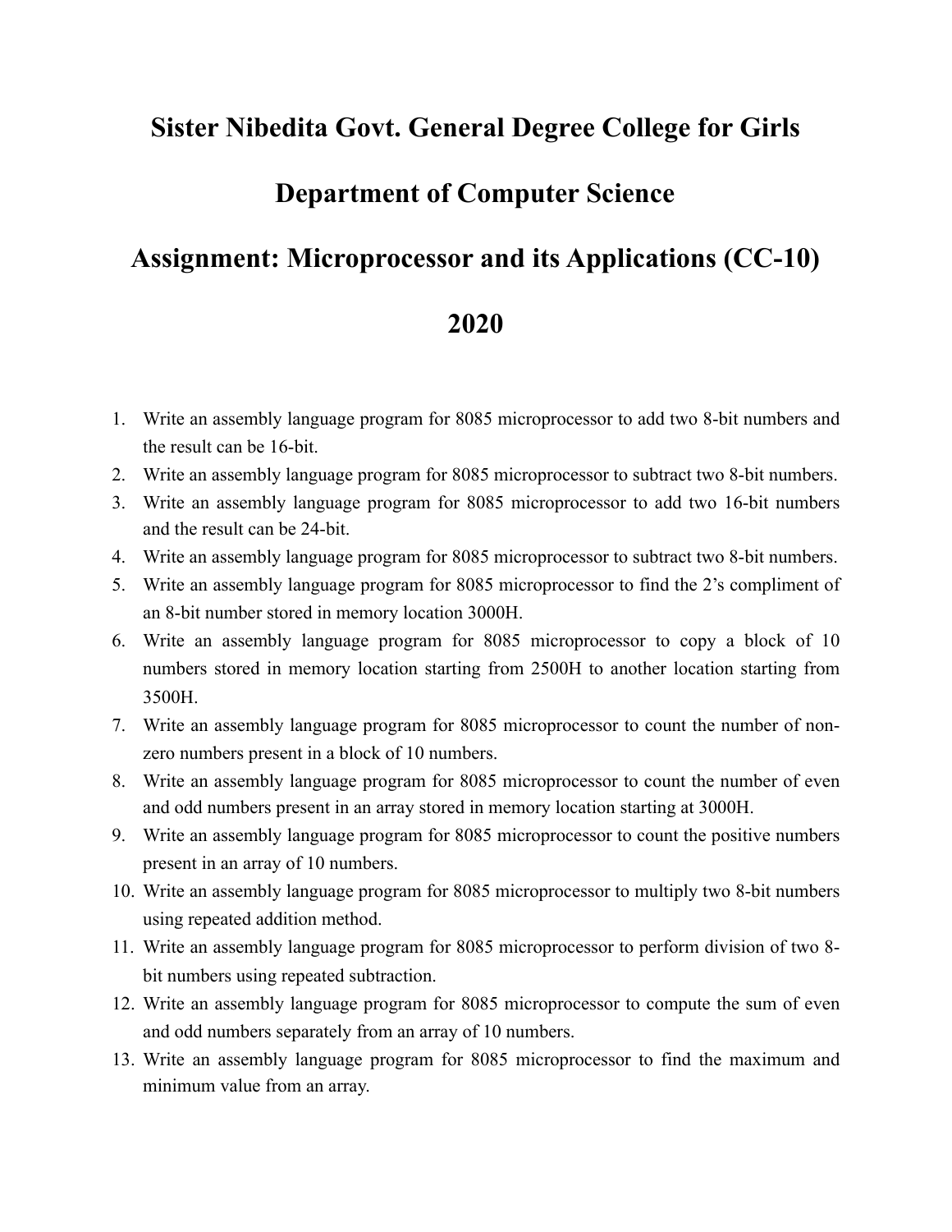# Sister Nibedita Govt. General Degree College for Girls

## Department of Computer Science

## Assignment: Microprocessor and its Applications (CC-10)

## 2020

1. Write an assembly language program for 8085 microprocessor to add two 8-bit numbers and the result can be 16-bit.
2. Write an assembly language program for 8085 microprocessor to subtract two 8-bit numbers.
3. Write an assembly language program for 8085 microprocessor to add two 16-bit numbers and the result can be 24-bit.
4. Write an assembly language program for 8085 microprocessor to subtract two 8-bit numbers.
5. Write an assembly language program for 8085 microprocessor to find the 2's compliment of an 8-bit number stored in memory location 3000H.
6. Write an assembly language program for 8085 microprocessor to copy a block of 10 numbers stored in memory location starting from 2500H to another location starting from 3500H.
7. Write an assembly language program for 8085 microprocessor to count the number of non-zero numbers present in a block of 10 numbers.
8. Write an assembly language program for 8085 microprocessor to count the number of even and odd numbers present in an array stored in memory location starting at 3000H.
9. Write an assembly language program for 8085 microprocessor to count the positive numbers present in an array of 10 numbers.
10. Write an assembly language program for 8085 microprocessor to multiply two 8-bit numbers using repeated addition method.
11. Write an assembly language program for 8085 microprocessor to perform division of two 8-bit numbers using repeated subtraction.
12. Write an assembly language program for 8085 microprocessor to compute the sum of even and odd numbers separately from an array of 10 numbers.
13. Write an assembly language program for 8085 microprocessor to find the maximum and minimum value from an array.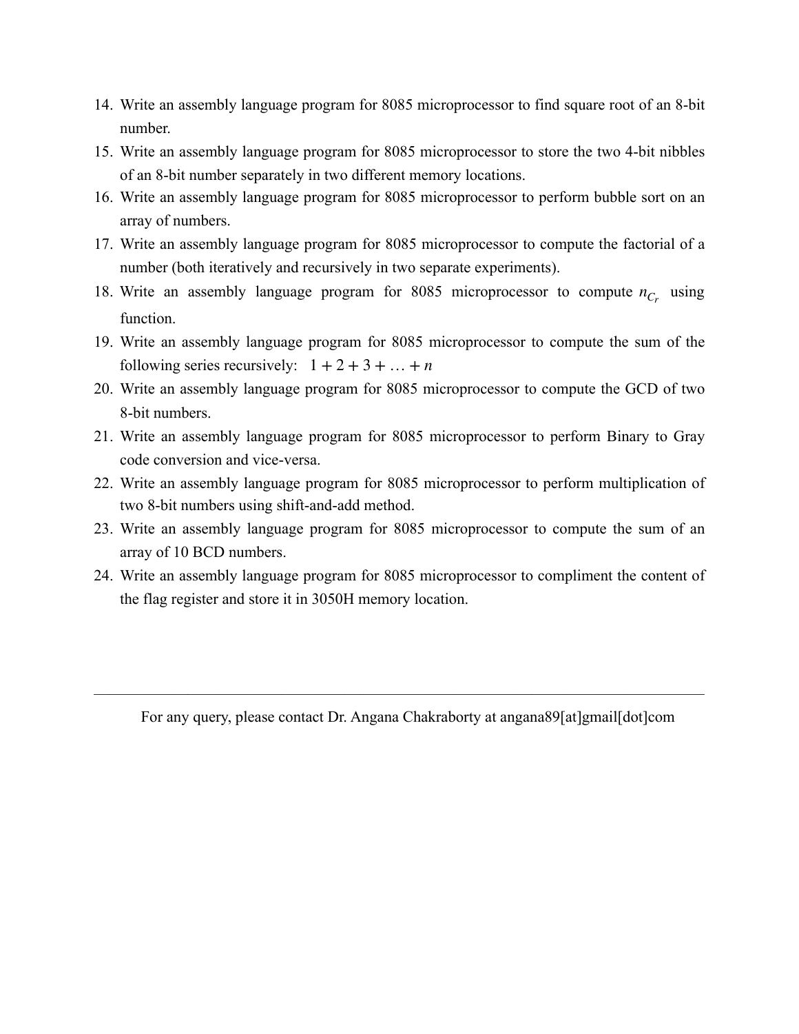14. Write an assembly language program for 8085 microprocessor to find square root of an 8-bit number.
15. Write an assembly language program for 8085 microprocessor to store the two 4-bit nibbles of an 8-bit number separately in two different memory locations.
16. Write an assembly language program for 8085 microprocessor to perform bubble sort on an array of numbers.
17. Write an assembly language program for 8085 microprocessor to compute the factorial of a number (both iteratively and recursively in two separate experiments).
18. Write an assembly language program for 8085 microprocessor to compute $n_{C_r}$ using function.
19. Write an assembly language program for 8085 microprocessor to compute the sum of the following series recursively: $1 + 2 + 3 + \ldots + n$
20. Write an assembly language program for 8085 microprocessor to compute the GCD of two 8-bit numbers.
21. Write an assembly language program for 8085 microprocessor to perform Binary to Gray code conversion and vice-versa.
22. Write an assembly language program for 8085 microprocessor to perform multiplication of two 8-bit numbers using shift-and-add method.
23. Write an assembly language program for 8085 microprocessor to compute the sum of an array of 10 BCD numbers.
24. Write an assembly language program for 8085 microprocessor to compliment the content of the flag register and store it in 3050H memory location.

---

For any query, please contact Dr. Angana Chakraborty at angana89[at]gmail[dot]com